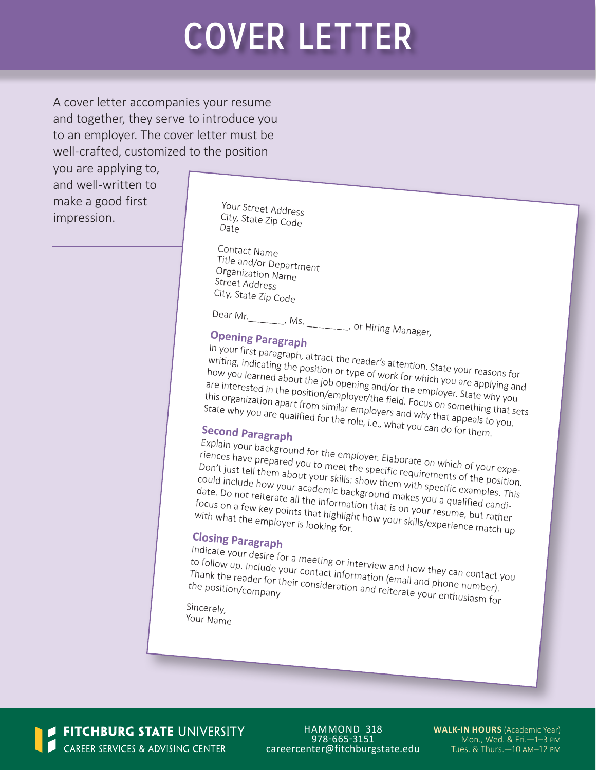# COVER LETTER

A cover letter accompanies your resume and together, they serve to introduce you to an employer. The cover letter must be well-crafted, customized to the position you are applying to, and well-written to make a good first impression.

Your Street Address
City, State Zip Code
Date

Contact Name
Title and/or Department
Organization Name
Street Address
City, State Zip Code

Dear Mr.______, Ms. _______, or Hiring Manager,

**Opening Paragraph**

In your first paragraph, attract the reader's attention. State your reasons for writing, indicating the position or type of work for which you are applying and how you learned about the job opening and/or the employer. State why you are interested in the position/employer/the field. Focus on something that sets this organization apart from similar employers and why that appeals to you. State why you are qualified for the role, i.e., what you can do for them.

**Second Paragraph**

Explain your background for the employer. Elaborate on which of your experiences have prepared you to meet the specific requirements of the position. Don't just tell them about your skills: show them with specific examples. This could include how your academic background makes you a qualified candidate. Do not reiterate all the information that is on your resume, but rather focus on a few key points that highlight how your skills/experience match up with what the employer is looking for.

**Closing Paragraph**

Indicate your desire for a meeting or interview and how they can contact you to follow up. Include your contact information (email and phone number). Thank the reader for their consideration and reiterate your enthusiasm for the position/company

Sincerely,
Your Name

**FITCHBURG STATE** UNIVERSITY
CAREER SERVICES & ADVISING CENTER

HAMMOND 318
978-665-3151
careercenter@fitchburgstate.edu

**WALK-IN HOURS** (Academic Year)
Mon., Wed. & Fri.—1–3 PM
Tues. & Thurs.—10 AM–12 PM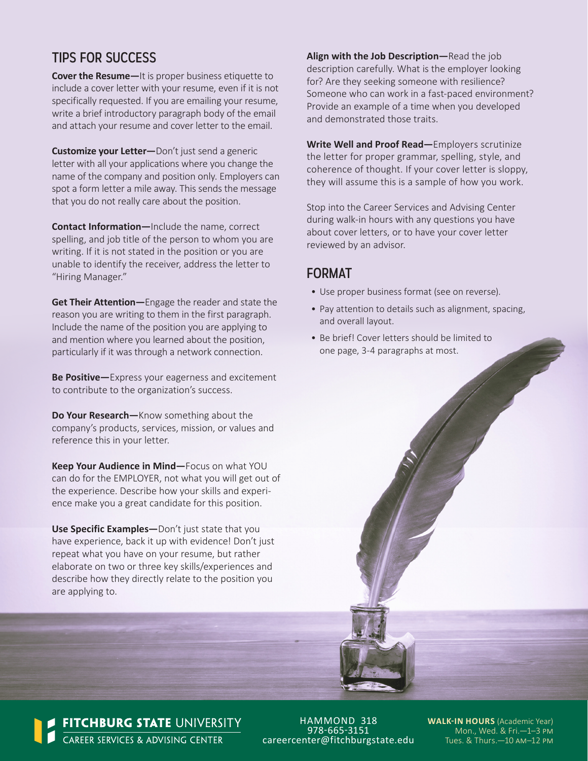## TIPS FOR SUCCESS

**Cover the Resume—**It is proper business etiquette to include a cover letter with your resume, even if it is not specifically requested. If you are emailing your resume, write a brief introductory paragraph body of the email and attach your resume and cover letter to the email.

**Customize your Letter—**Don't just send a generic letter with all your applications where you change the name of the company and position only. Employers can spot a form letter a mile away. This sends the message that you do not really care about the position.

**Contact Information—**Include the name, correct spelling, and job title of the person to whom you are writing. If it is not stated in the position or you are unable to identify the receiver, address the letter to "Hiring Manager."

**Get Their Attention—**Engage the reader and state the reason you are writing to them in the first paragraph. Include the name of the position you are applying to and mention where you learned about the position, particularly if it was through a network connection.

**Be Positive—**Express your eagerness and excitement to contribute to the organization's success.

**Do Your Research—**Know something about the company's products, services, mission, or values and reference this in your letter.

**Keep Your Audience in Mind—**Focus on what YOU can do for the EMPLOYER, not what you will get out of the experience. Describe how your skills and experience make you a great candidate for this position.

**Use Specific Examples—**Don't just state that you have experience, back it up with evidence! Don't just repeat what you have on your resume, but rather elaborate on two or three key skills/experiences and describe how they directly relate to the position you are applying to.

**Align with the Job Description—**Read the job description carefully. What is the employer looking for? Are they seeking someone with resilience? Someone who can work in a fast-paced environment? Provide an example of a time when you developed and demonstrated those traits.

**Write Well and Proof Read—**Employers scrutinize the letter for proper grammar, spelling, style, and coherence of thought. If your cover letter is sloppy, they will assume this is a sample of how you work.

Stop into the Career Services and Advising Center during walk-in hours with any questions you have about cover letters, or to have your cover letter reviewed by an advisor.

## FORMAT

- Use proper business format (see on reverse).
- Pay attention to details such as alignment, spacing, and overall layout.
- Be brief! Cover letters should be limited to one page, 3-4 paragraphs at most.

**FITCHBURG STATE** UNIVERSITY
CAREER SERVICES & ADVISING CENTER

HAMMOND 318
978-665-3151
careercenter@fitchburgstate.edu

**WALK-IN HOURS** (Academic Year)
Mon., Wed. & Fri.—1–3 PM
Tues. & Thurs.—10 AM–12 PM